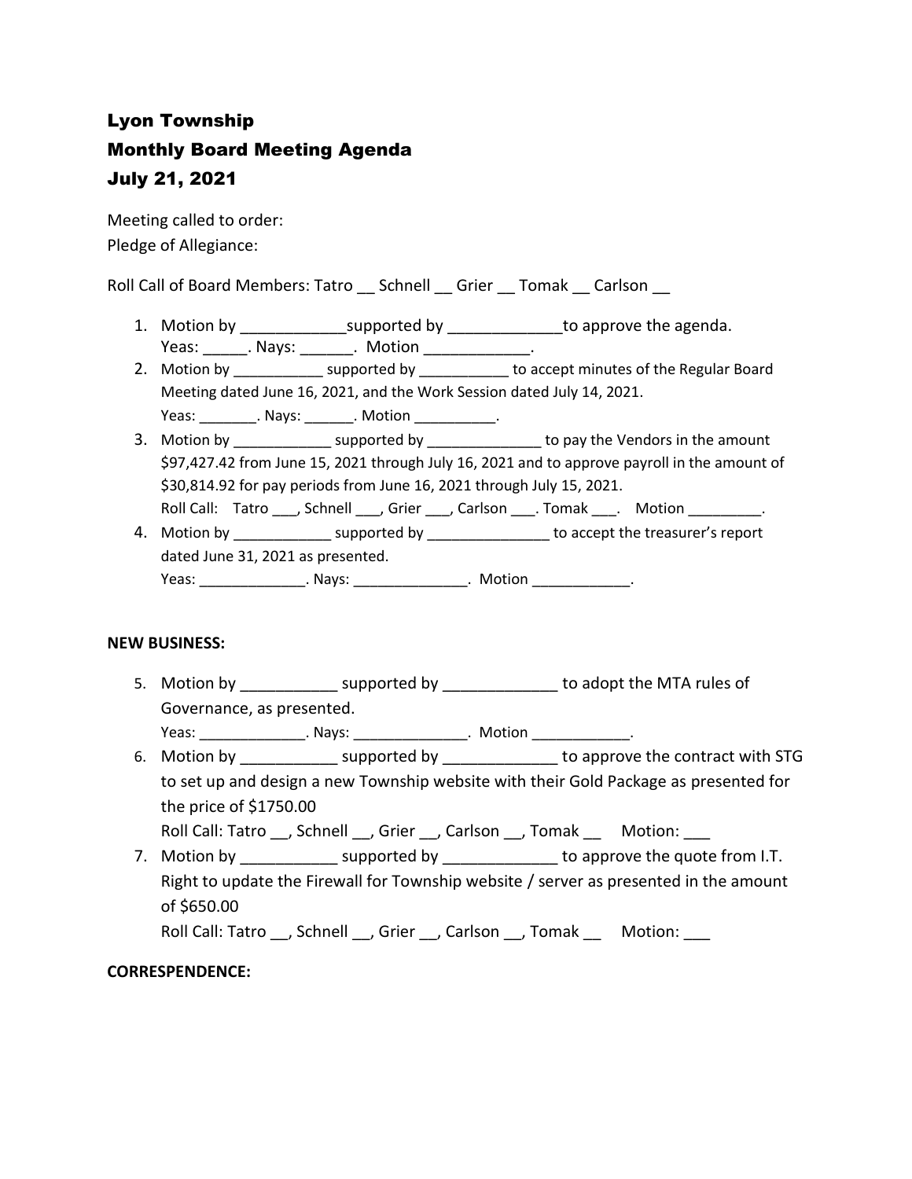# Lyon Township
# Monthly Board Meeting Agenda
# July 21, 2021

Meeting called to order:
Pledge of Allegiance:

Roll Call of Board Members: Tatro __ Schnell __ Grier __ Tomak __ Carlson __

1. Motion by ____________supported by _____________to approve the agenda.
   Yeas: _____. Nays: ______. Motion ____________.
2. Motion by ___________ supported by ___________ to accept minutes of the Regular Board Meeting dated June 16, 2021, and the Work Session dated July 14, 2021.
   Yeas: _______. Nays: ______. Motion __________.
3. Motion by ____________ supported by ______________ to pay the Vendors in the amount $97,427.42 from June 15, 2021 through July 16, 2021 and to approve payroll in the amount of $30,814.92 for pay periods from June 16, 2021 through July 15, 2021.
   Roll Call: Tatro ___, Schnell ___, Grier ___, Carlson ___. Tomak ___. Motion _________.
4. Motion by ____________ supported by _______________ to accept the treasurer's report dated June 31, 2021 as presented.
   Yeas: _____________. Nays: ______________. Motion ____________.

**NEW BUSINESS:**

5. Motion by ___________ supported by _____________ to adopt the MTA rules of Governance, as presented.
   Yeas: _____________. Nays: ______________. Motion ____________.
6. Motion by ___________ supported by _____________ to approve the contract with STG to set up and design a new Township website with their Gold Package as presented for the price of $1750.00
   Roll Call: Tatro __, Schnell __, Grier __, Carlson __, Tomak __ Motion: ___
7. Motion by ___________ supported by _____________ to approve the quote from I.T. Right to update the Firewall for Township website / server as presented in the amount of $650.00
   Roll Call: Tatro __, Schnell __, Grier __, Carlson __, Tomak __ Motion: ___

**CORRESPENDENCE:**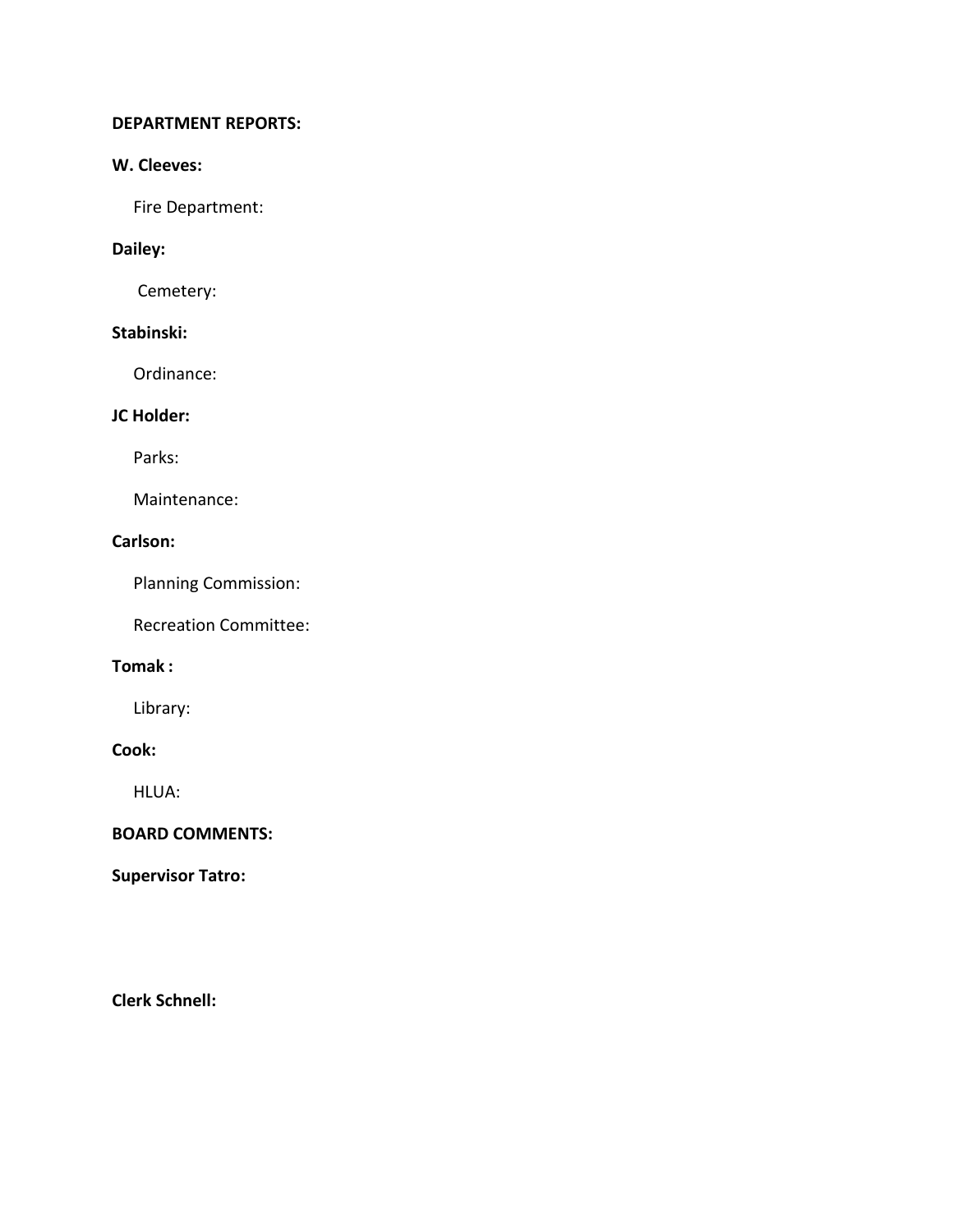**DEPARTMENT REPORTS:**

**W. Cleeves:**

Fire Department:

**Dailey:**

Cemetery:

**Stabinski:**

Ordinance:

**JC Holder:**

Parks:

Maintenance:

**Carlson:**

Planning Commission:

Recreation Committee:

**Tomak :**

Library:

**Cook:**

HLUA:

**BOARD COMMENTS:**

**Supervisor Tatro:**

**Clerk Schnell:**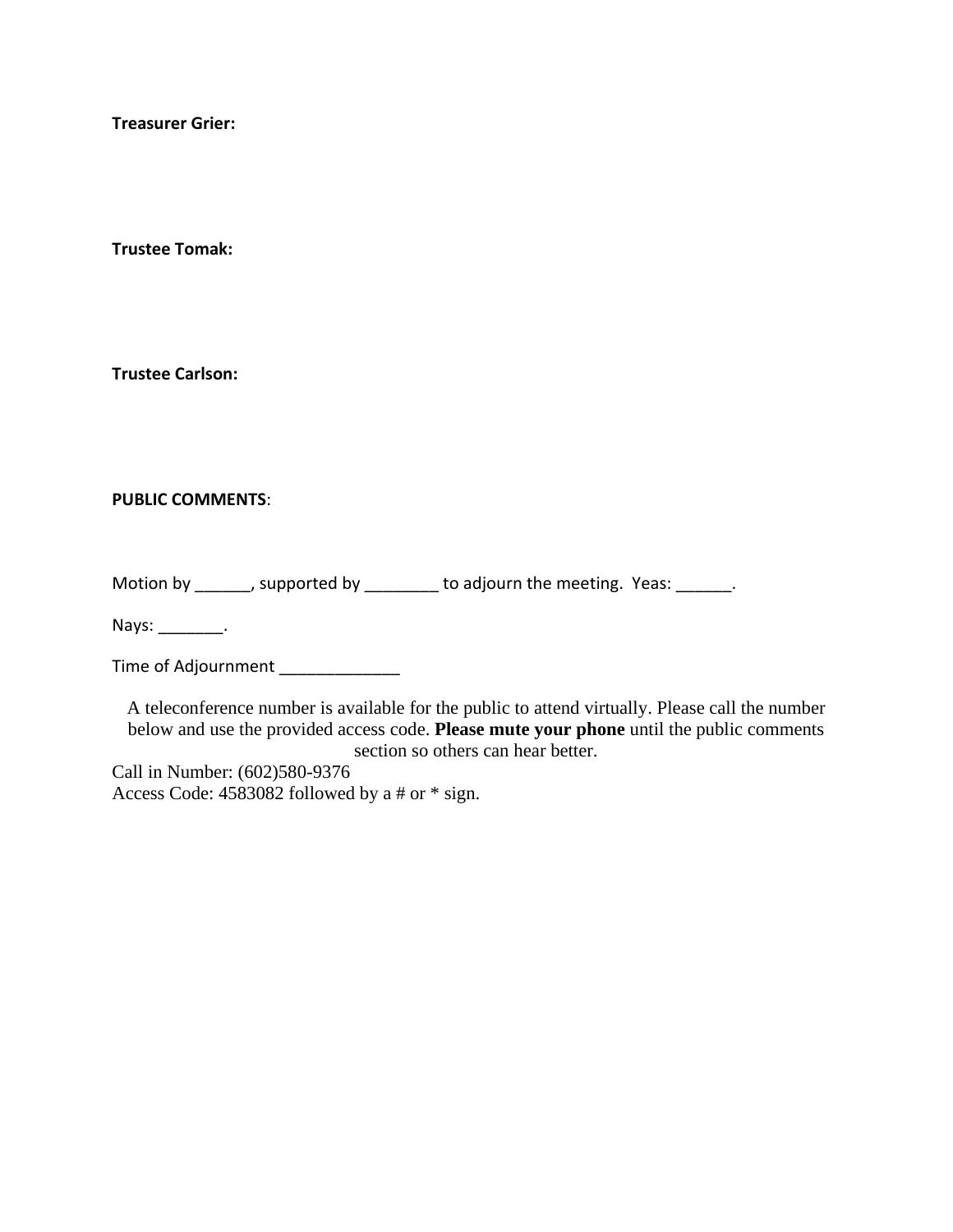**Treasurer Grier:**

**Trustee Tomak:**

**Trustee Carlson:**

**PUBLIC COMMENTS**:

Motion by ______, supported by ________ to adjourn the meeting. Yeas: ______.

Nays: _______.

Time of Adjournment _____________

A teleconference number is available for the public to attend virtually. Please call the number below and use the provided access code. **Please mute your phone** until the public comments section so others can hear better.

Call in Number: (602)580-9376
Access Code: 4583082 followed by a # or * sign.